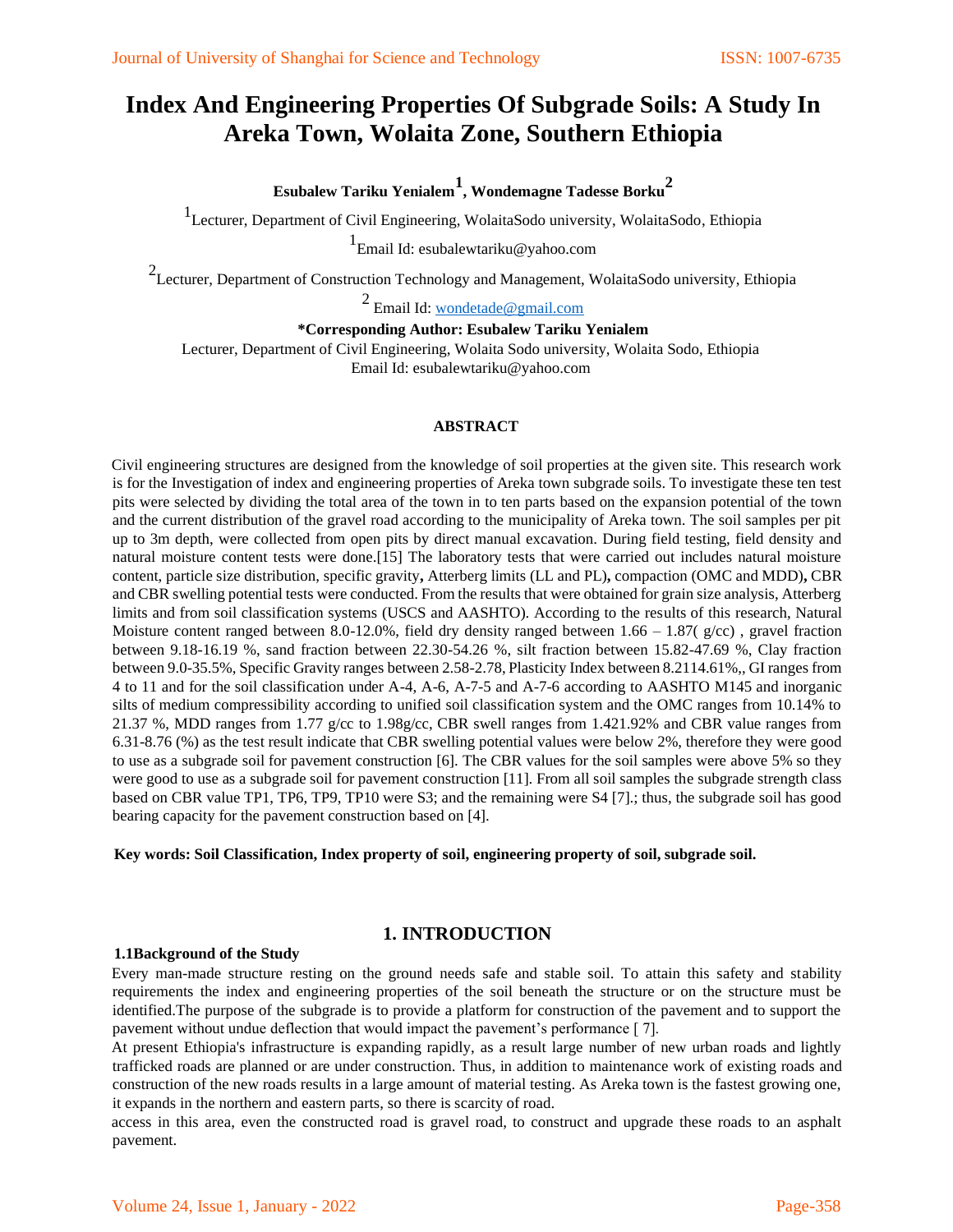# Index And Engineering Properties Of Subgrade Soils: A Study In Areka Town, Wolaita Zone, Southern Ethiopia

**Esubalew Tariku Yenialem[1], Wondemagne Tadesse Borku[2]**

[1]Lecturer, Department of Civil Engineering, WolaitaSodo university, WolaitaSodo, Ethiopia

[1]Email Id: esubalewtariku@yahoo.com

[2]Lecturer, Department of Construction Technology and Management, WolaitaSodo university, Ethiopia

[2] Email Id: wondetade@gmail.com

**\*Corresponding Author: Esubalew Tariku Yenialem**

Lecturer, Department of Civil Engineering, Wolaita Sodo university, Wolaita Sodo, Ethiopia
Email Id: esubalewtariku@yahoo.com

**ABSTRACT**

Civil engineering structures are designed from the knowledge of soil properties at the given site. This research work is for the Investigation of index and engineering properties of Areka town subgrade soils. To investigate these ten test pits were selected by dividing the total area of the town in to ten parts based on the expansion potential of the town and the current distribution of the gravel road according to the municipality of Areka town. The soil samples per pit up to 3m depth, were collected from open pits by direct manual excavation. During field testing, field density and natural moisture content tests were done.[15] The laboratory tests that were carried out includes natural moisture content, particle size distribution, specific gravity, Atterberg limits (LL and PL)**,** compaction (OMC and MDD)**,** CBR and CBR swelling potential tests were conducted. From the results that were obtained for grain size analysis, Atterberg limits and from soil classification systems (USCS and AASHTO). According to the results of this research, Natural Moisture content ranged between 8.0-12.0%, field dry density ranged between 1.66 – 1.87( g/cc) , gravel fraction between 9.18-16.19 %, sand fraction between 22.30-54.26 %, silt fraction between 15.82-47.69 %, Clay fraction between 9.0-35.5%, Specific Gravity ranges between 2.58-2.78, Plasticity Index between 8.2114.61%,, GI ranges from 4 to 11 and for the soil classification under A-4, A-6, A-7-5 and A-7-6 according to AASHTO M145 and inorganic silts of medium compressibility according to unified soil classification system and the OMC ranges from 10.14% to 21.37 %, MDD ranges from 1.77 g/cc to 1.98g/cc, CBR swell ranges from 1.421.92% and CBR value ranges from 6.31-8.76 (%) as the test result indicate that CBR swelling potential values were below 2%, therefore they were good to use as a subgrade soil for pavement construction [6]. The CBR values for the soil samples were above 5% so they were good to use as a subgrade soil for pavement construction [11]. From all soil samples the subgrade strength class based on CBR value TP1, TP6, TP9, TP10 were S3; and the remaining were S4 [7].; thus, the subgrade soil has good bearing capacity for the pavement construction based on [4].

**Key words: Soil Classification, Index property of soil, engineering property of soil, subgrade soil.**

## 1. INTRODUCTION

### 1.1Background of the Study

Every man-made structure resting on the ground needs safe and stable soil. To attain this safety and stability requirements the index and engineering properties of the soil beneath the structure or on the structure must be identified.The purpose of the subgrade is to provide a platform for construction of the pavement and to support the pavement without undue deflection that would impact the pavement's performance [ 7].

At present Ethiopia's infrastructure is expanding rapidly, as a result large number of new urban roads and lightly trafficked roads are planned or are under construction. Thus, in addition to maintenance work of existing roads and construction of the new roads results in a large amount of material testing. As Areka town is the fastest growing one, it expands in the northern and eastern parts, so there is scarcity of road.

access in this area, even the constructed road is gravel road, to construct and upgrade these roads to an asphalt pavement.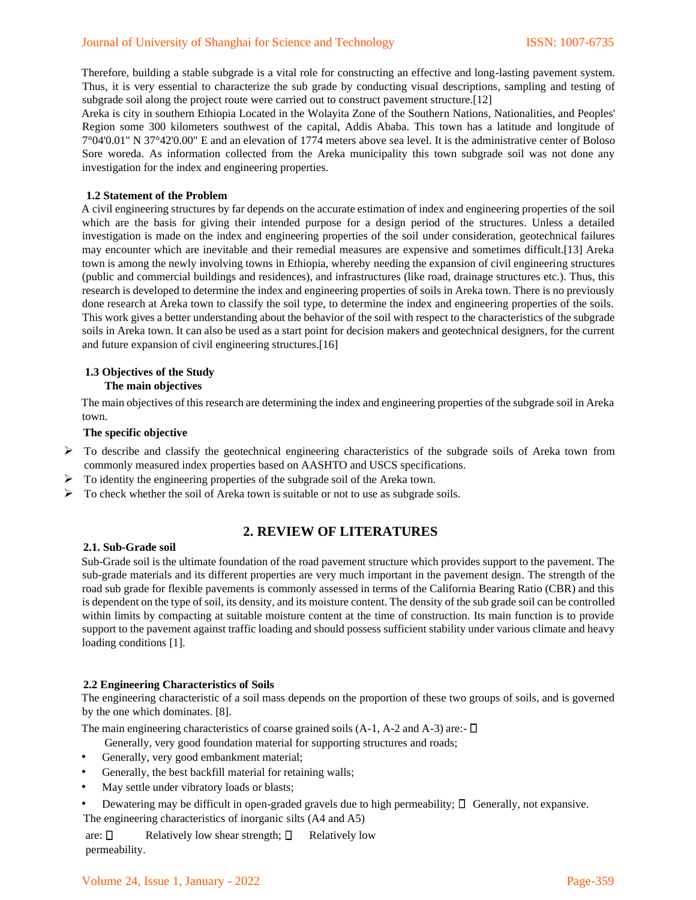Therefore, building a stable subgrade is a vital role for constructing an effective and long-lasting pavement system. Thus, it is very essential to characterize the sub grade by conducting visual descriptions, sampling and testing of subgrade soil along the project route were carried out to construct pavement structure.[12]

Areka is city in southern Ethiopia Located in the Wolayita Zone of the Southern Nations, Nationalities, and Peoples' Region some 300 kilometers southwest of the capital, Addis Ababa. This town has a latitude and longitude of 7°04'0.01" N 37°42'0.00" E and an elevation of 1774 meters above sea level. It is the administrative center of Boloso Sore woreda. As information collected from the Areka municipality this town subgrade soil was not done any investigation for the index and engineering properties.

### 1.2 Statement of the Problem

A civil engineering structures by far depends on the accurate estimation of index and engineering properties of the soil which are the basis for giving their intended purpose for a design period of the structures. Unless a detailed investigation is made on the index and engineering properties of the soil under consideration, geotechnical failures may encounter which are inevitable and their remedial measures are expensive and sometimes difficult.[13] Areka town is among the newly involving towns in Ethiopia, whereby needing the expansion of civil engineering structures (public and commercial buildings and residences), and infrastructures (like road, drainage structures etc.). Thus, this research is developed to determine the index and engineering properties of soils in Areka town. There is no previously done research at Areka town to classify the soil type, to determine the index and engineering properties of the soils. This work gives a better understanding about the behavior of the soil with respect to the characteristics of the subgrade soils in Areka town. It can also be used as a start point for decision makers and geotechnical designers, for the current and future expansion of civil engineering structures.[16]

### 1.3 Objectives of the Study

**The main objectives**

The main objectives of this research are determining the index and engineering properties of the subgrade soil in Areka town.

**The specific objective**

- To describe and classify the geotechnical engineering characteristics of the subgrade soils of Areka town from commonly measured index properties based on AASHTO and USCS specifications.
- To identity the engineering properties of the subgrade soil of the Areka town.
- To check whether the soil of Areka town is suitable or not to use as subgrade soils.

## 2. REVIEW OF LITERATURES

### 2.1. Sub-Grade soil

Sub-Grade soil is the ultimate foundation of the road pavement structure which provides support to the pavement. The sub-grade materials and its different properties are very much important in the pavement design. The strength of the road sub grade for flexible pavements is commonly assessed in terms of the California Bearing Ratio (CBR) and this is dependent on the type of soil, its density, and its moisture content. The density of the sub grade soil can be controlled within limits by compacting at suitable moisture content at the time of construction. Its main function is to provide support to the pavement against traffic loading and should possess sufficient stability under various climate and heavy loading conditions [1].

### 2.2 Engineering Characteristics of Soils

The engineering characteristic of a soil mass depends on the proportion of these two groups of soils, and is governed by the one which dominates. [8].

The main engineering characteristics of coarse grained soils (A-1, A-2 and A-3) are:-

- Generally, very good foundation material for supporting structures and roads;
- Generally, very good embankment material;
- Generally, the best backfill material for retaining walls;
- May settle under vibratory loads or blasts;
- Dewatering may be difficult in open-graded gravels due to high permeability;
- Generally, not expansive.

The engineering characteristics of inorganic silts (A4 and A5) are:

- Relatively low shear strength;
- Relatively low permeability.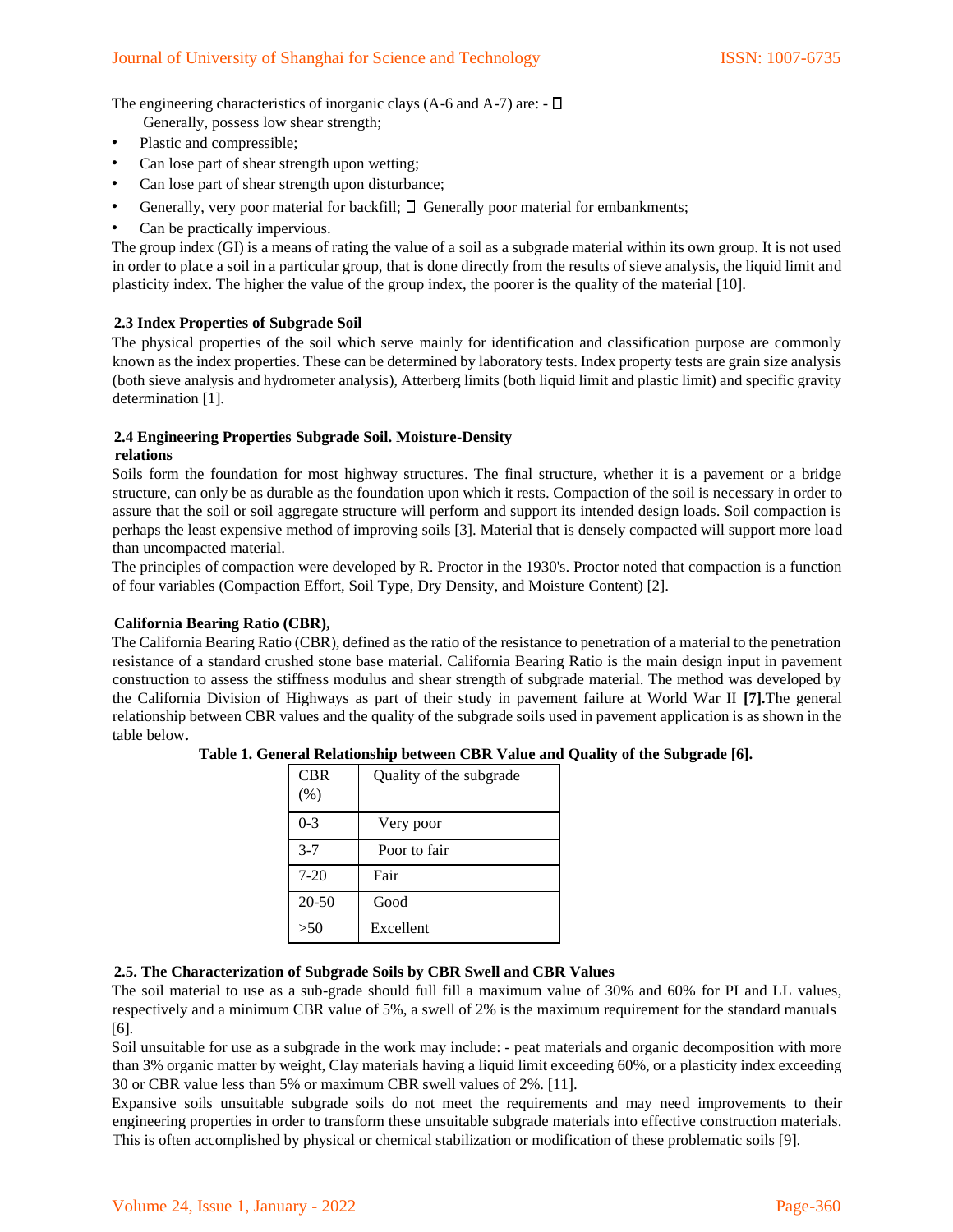The engineering characteristics of inorganic clays (A-6 and A-7) are: - 

- Generally, possess low shear strength;
- Plastic and compressible;
- Can lose part of shear strength upon wetting;
- Can lose part of shear strength upon disturbance;
- Generally, very poor material for backfill;
- Generally poor material for embankments;
- Can be practically impervious.

The group index (GI) is a means of rating the value of a soil as a subgrade material within its own group. It is not used in order to place a soil in a particular group, that is done directly from the results of sieve analysis, the liquid limit and plasticity index. The higher the value of the group index, the poorer is the quality of the material [10].

### 2.3 Index Properties of Subgrade Soil

The physical properties of the soil which serve mainly for identification and classification purpose are commonly known as the index properties. These can be determined by laboratory tests. Index property tests are grain size analysis (both sieve analysis and hydrometer analysis), Atterberg limits (both liquid limit and plastic limit) and specific gravity determination [1].

### 2.4 Engineering Properties Subgrade Soil. Moisture-Density relations

Soils form the foundation for most highway structures. The final structure, whether it is a pavement or a bridge structure, can only be as durable as the foundation upon which it rests. Compaction of the soil is necessary in order to assure that the soil or soil aggregate structure will perform and support its intended design loads. Soil compaction is perhaps the least expensive method of improving soils [3]. Material that is densely compacted will support more load than uncompacted material.

The principles of compaction were developed by R. Proctor in the 1930's. Proctor noted that compaction is a function of four variables (Compaction Effort, Soil Type, Dry Density, and Moisture Content) [2].

#### California Bearing Ratio (CBR),

The California Bearing Ratio (CBR), defined as the ratio of the resistance to penetration of a material to the penetration resistance of a standard crushed stone base material. California Bearing Ratio is the main design input in pavement construction to assess the stiffness modulus and shear strength of subgrade material. The method was developed by the California Division of Highways as part of their study in pavement failure at World War II **[7].** The general relationship between CBR values and the quality of the subgrade soils used in pavement application is as shown in the table below**.**

**Table 1. General Relationship between CBR Value and Quality of the Subgrade [6].**

| CBR (%) | Quality of the subgrade |
|---|---|
| 0-3 | Very poor |
| 3-7 | Poor to fair |
| 7-20 | Fair |
| 20-50 | Good |
| >50 | Excellent |

### 2.5. The Characterization of Subgrade Soils by CBR Swell and CBR Values

The soil material to use as a sub-grade should full fill a maximum value of 30% and 60% for PI and LL values, respectively and a minimum CBR value of 5%, a swell of 2% is the maximum requirement for the standard manuals [6].

Soil unsuitable for use as a subgrade in the work may include: - peat materials and organic decomposition with more than 3% organic matter by weight, Clay materials having a liquid limit exceeding 60%, or a plasticity index exceeding 30 or CBR value less than 5% or maximum CBR swell values of 2%. [11].

Expansive soils unsuitable subgrade soils do not meet the requirements and may need improvements to their engineering properties in order to transform these unsuitable subgrade materials into effective construction materials. This is often accomplished by physical or chemical stabilization or modification of these problematic soils [9].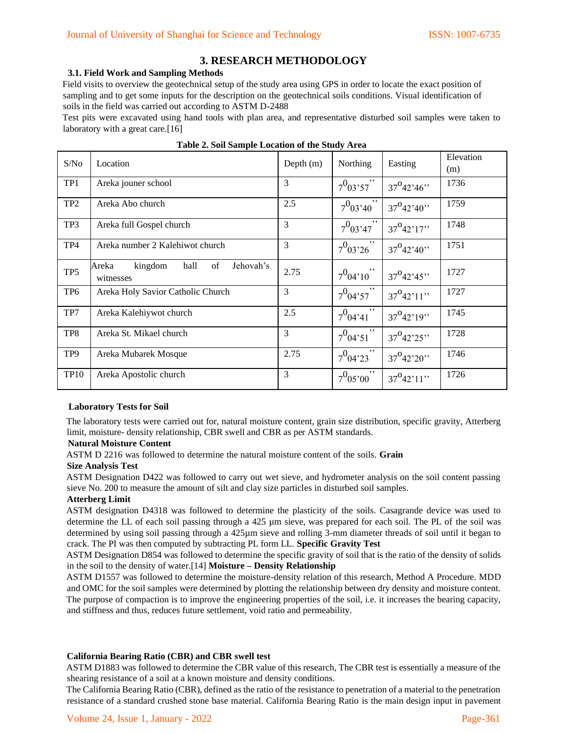# 3. RESEARCH METHODOLOGY

## 3.1. Field Work and Sampling Methods

Field visits to overview the geotechnical setup of the study area using GPS in order to locate the exact position of sampling and to get some inputs for the description on the geotechnical soils conditions. Visual identification of soils in the field was carried out according to ASTM D-2488

Test pits were excavated using hand tools with plan area, and representative disturbed soil samples were taken to laboratory with a great care.[16]

**Table 2. Soil Sample Location of the Study Area**

| S/No | Location | Depth (m) | Northing | Easting | Elevation (m) |
|---|---|---|---|---|---|
| TP1 | Areka jouner school | 3 | $7^0$03'57'' | $37^0$42'46'' | 1736 |
| TP2 | Areka Abo church | 2.5 | $7^0$03'40'' | $37^0$42'40'' | 1759 |
| TP3 | Areka full Gospel church | 3 | $7^0$03'47'' | $37^0$42'17'' | 1748 |
| TP4 | Areka number 2 Kalehiwot church | 3 | $7^0$03'26'' | $37^0$42'40'' | 1751 |
| TP5 | Areka kingdom hall of Jehovah's witnesses | 2.75 | $7^0$04'10'' | $37^0$42'45'' | 1727 |
| TP6 | Areka Holy Savior Catholic Church | 3 | $7^0$04'57'' | $37^0$42'11'' | 1727 |
| TP7 | Areka Kalehiywot church | 2.5 | $7^0$04'41'' | $37^0$42'19'' | 1745 |
| TP8 | Areka St. Mikael church | 3 | $7^0$04'51'' | $37^0$42'25'' | 1728 |
| TP9 | Areka Mubarek Mosque | 2.75 | $7^0$04'23'' | $37^0$42'20'' | 1746 |
| TP10 | Areka Apostolic church | 3 | $7^0$05'00'' | $37^0$42'11'' | 1726 |

**Laboratory Tests for Soil**

The laboratory tests were carried out for, natural moisture content, grain size distribution, specific gravity, Atterberg limit, moisture- density relationship, CBR swell and CBR as per ASTM standards.

**Natural Moisture Content**

ASTM D 2216 was followed to determine the natural moisture content of the soils.

**Grain Size Analysis Test**

ASTM Designation D422 was followed to carry out wet sieve, and hydrometer analysis on the soil content passing sieve No. 200 to measure the amount of silt and clay size particles in disturbed soil samples.

**Atterberg Limit**

ASTM designation D4318 was followed to determine the plasticity of the soils. Casagrande device was used to determine the LL of each soil passing through a 425 µm sieve, was prepared for each soil. The PL of the soil was determined by using soil passing through a 425µm sieve and rolling 3-mm diameter threads of soil until it began to crack. The PI was then computed by subtracting PL form LL.

**Specific Gravity Test**

ASTM Designation D854 was followed to determine the specific gravity of soil that is the ratio of the density of solids in the soil to the density of water.[14]

**Moisture – Density Relationship**

ASTM D1557 was followed to determine the moisture-density relation of this research, Method A Procedure. MDD and OMC for the soil samples were determined by plotting the relationship between dry density and moisture content. The purpose of compaction is to improve the engineering properties of the soil, i.e. it increases the bearing capacity, and stiffness and thus, reduces future settlement, void ratio and permeability.

**California Bearing Ratio (CBR) and CBR swell test**

ASTM D1883 was followed to determine the CBR value of this research, The CBR test is essentially a measure of the shearing resistance of a soil at a known moisture and density conditions.

The California Bearing Ratio (CBR), defined as the ratio of the resistance to penetration of a material to the penetration resistance of a standard crushed stone base material. California Bearing Ratio is the main design input in pavement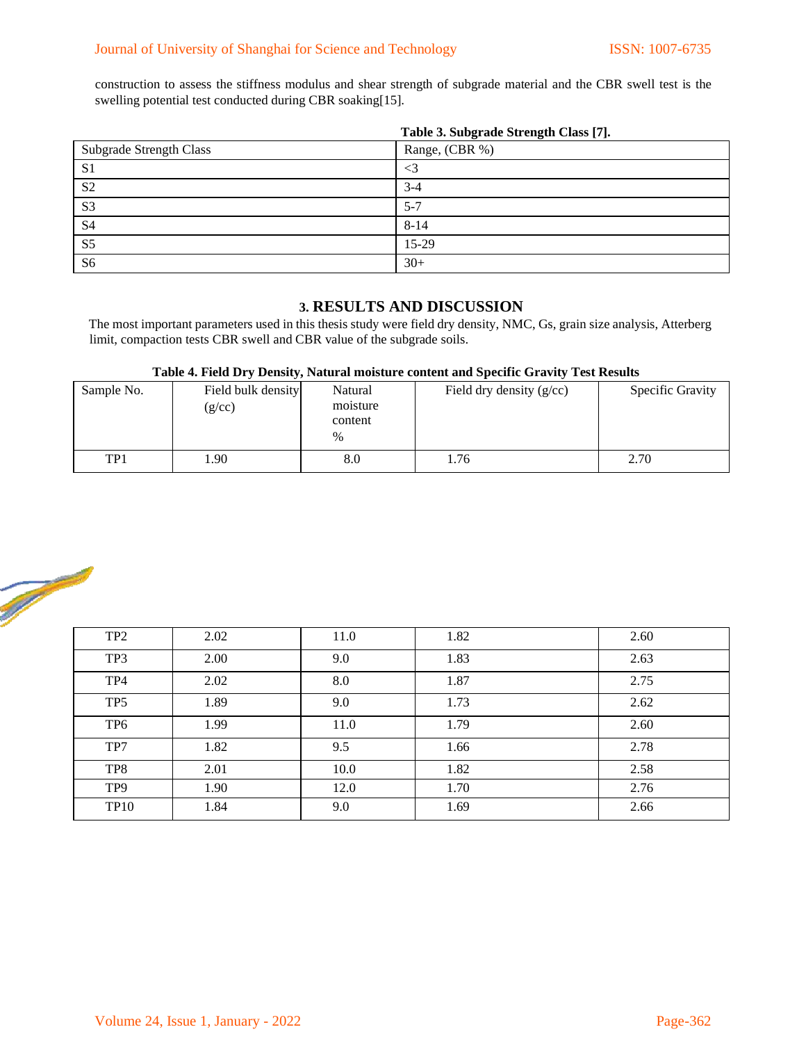construction to assess the stiffness modulus and shear strength of subgrade material and the CBR swell test is the swelling potential test conducted during CBR soaking[15].

**Table 3. Subgrade Strength Class [7].**

| Subgrade Strength Class | Range, (CBR %) |
|---|---|
| S1 | <3 |
| S2 | 3-4 |
| S3 | 5-7 |
| S4 | 8-14 |
| S5 | 15-29 |
| S6 | 30+ |

## 3. RESULTS AND DISCUSSION

The most important parameters used in this thesis study were field dry density, NMC, Gs, grain size analysis, Atterberg limit, compaction tests CBR swell and CBR value of the subgrade soils.

**Table 4. Field Dry Density, Natural moisture content and Specific Gravity Test Results**

| Sample No. | Field bulk density (g/cc) | Natural moisture content % | Field dry density (g/cc) | Specific Gravity |
|---|---|---|---|---|
| TP1 | 1.90 | 8.0 | 1.76 | 2.70 |
| TP2 | 2.02 | 11.0 | 1.82 | 2.60 |
| TP3 | 2.00 | 9.0 | 1.83 | 2.63 |
| TP4 | 2.02 | 8.0 | 1.87 | 2.75 |
| TP5 | 1.89 | 9.0 | 1.73 | 2.62 |
| TP6 | 1.99 | 11.0 | 1.79 | 2.60 |
| TP7 | 1.82 | 9.5 | 1.66 | 2.78 |
| TP8 | 2.01 | 10.0 | 1.82 | 2.58 |
| TP9 | 1.90 | 12.0 | 1.70 | 2.76 |
| TP10 | 1.84 | 9.0 | 1.69 | 2.66 |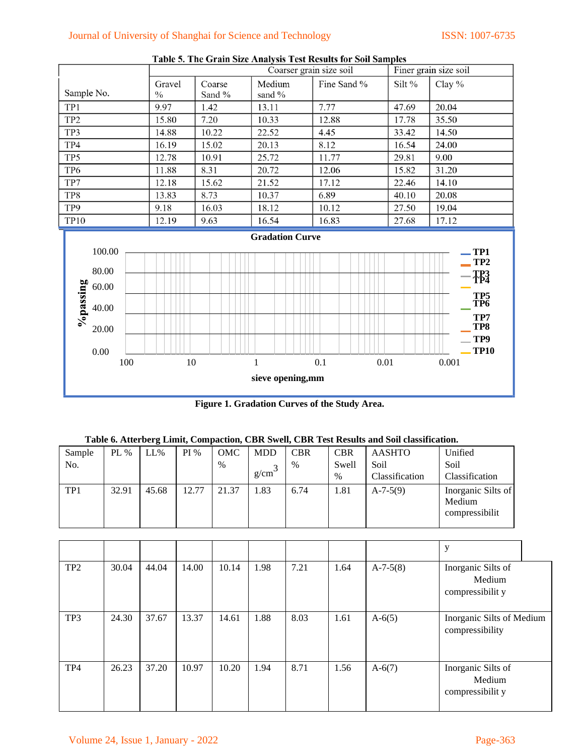**Table 5. The Grain Size Analysis Test Results for Soil Samples**

| Sample No. | Coarser grain size soil | | | | Finer grain size soil | |
|---|---|---|---|---|---|---|
| | Gravel % | Coarse Sand % | Medium sand % | Fine Sand % | Silt % | Clay % |
| TP1 | 9.97 | 1.42 | 13.11 | 7.77 | 47.69 | 20.04 |
| TP2 | 15.80 | 7.20 | 10.33 | 12.88 | 17.78 | 35.50 |
| TP3 | 14.88 | 10.22 | 22.52 | 4.45 | 33.42 | 14.50 |
| TP4 | 16.19 | 15.02 | 20.13 | 8.12 | 16.54 | 24.00 |
| TP5 | 12.78 | 10.91 | 25.72 | 11.77 | 29.81 | 9.00 |
| TP6 | 11.88 | 8.31 | 20.72 | 12.06 | 15.82 | 31.20 |
| TP7 | 12.18 | 15.62 | 21.52 | 17.12 | 22.46 | 14.10 |
| TP8 | 13.83 | 8.73 | 10.37 | 6.89 | 40.10 | 20.08 |
| TP9 | 9.18 | 16.03 | 18.12 | 10.12 | 27.50 | 19.04 |
| TP10 | 12.19 | 9.63 | 16.54 | 16.83 | 27.68 | 17.12 |

**Figure 1. Gradation Curves of the Study Area.**

**Table 6. Atterberg Limit, Compaction, CBR Swell, CBR Test Results and Soil classification.**

| Sample No. | PL % | LL% | PI % | OMC % | MDD $g/cm^3$ | CBR % | CBR Swell % | AASHTO Soil Classification | Unified Soil Classification |
|---|---|---|---|---|---|---|---|---|---|
| TP1 | 32.91 | 45.68 | 12.77 | 21.37 | 1.83 | 6.74 | 1.81 | A-7-5(9) | Inorganic Silts of Medium compressibility |
| TP2 | 30.04 | 44.04 | 14.00 | 10.14 | 1.98 | 7.21 | 1.64 | A-7-5(8) | Inorganic Silts of Medium compressibility |
| TP3 | 24.30 | 37.67 | 13.37 | 14.61 | 1.88 | 8.03 | 1.61 | A-6(5) | Inorganic Silts of Medium compressibility |
| TP4 | 26.23 | 37.20 | 10.97 | 10.20 | 1.94 | 8.71 | 1.56 | A-6(7) | Inorganic Silts of Medium compressibility |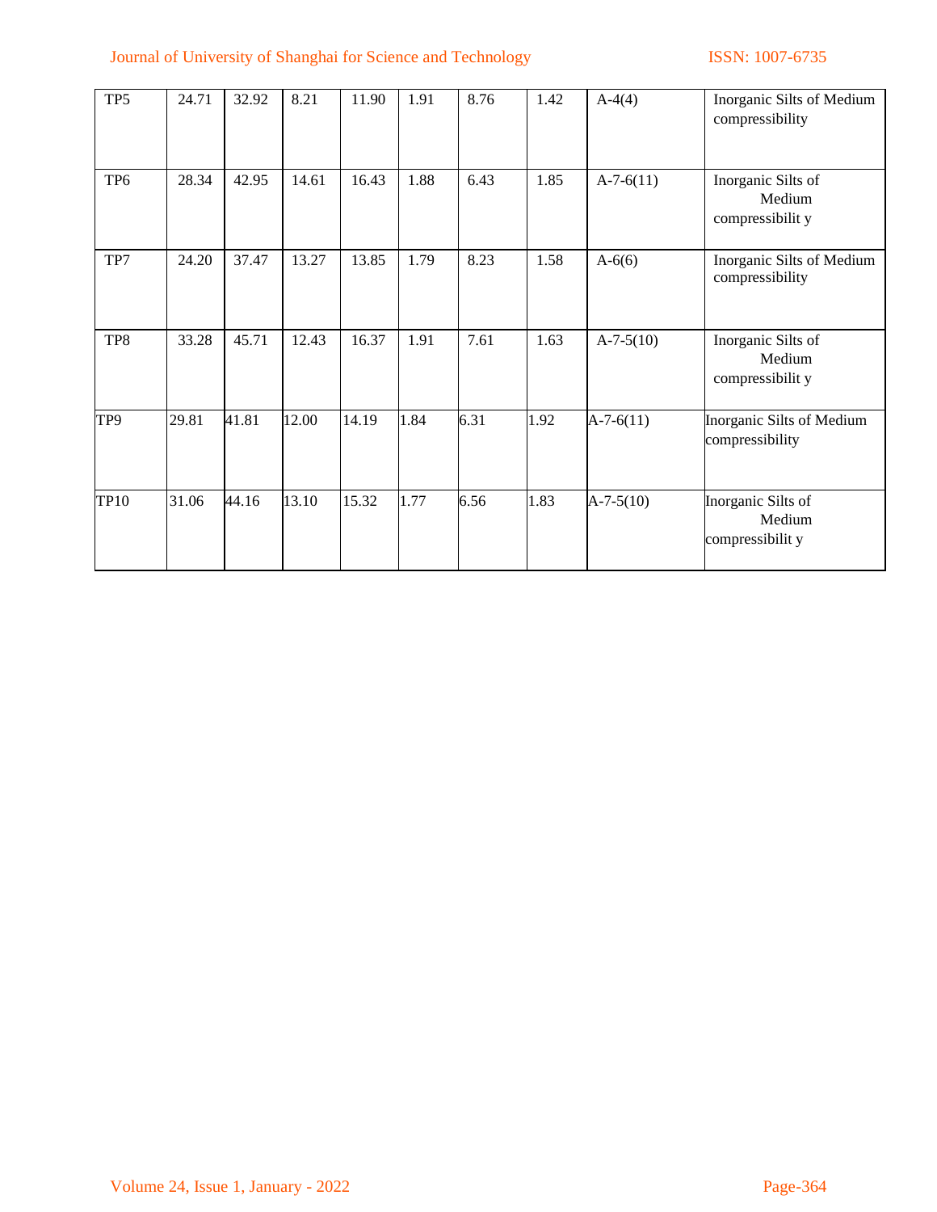| | | | | | | | | | |
|---|---|---|---|---|---|---|---|---|---|
| TP5 | 24.71 | 32.92 | 8.21 | 11.90 | 1.91 | 8.76 | 1.42 | A-4(4) | Inorganic Silts of Medium compressibility |
| TP6 | 28.34 | 42.95 | 14.61 | 16.43 | 1.88 | 6.43 | 1.85 | A-7-6(11) | Inorganic Silts of Medium compressibilit y |
| TP7 | 24.20 | 37.47 | 13.27 | 13.85 | 1.79 | 8.23 | 1.58 | A-6(6) | Inorganic Silts of Medium compressibility |
| TP8 | 33.28 | 45.71 | 12.43 | 16.37 | 1.91 | 7.61 | 1.63 | A-7-5(10) | Inorganic Silts of Medium compressibilit y |
| TP9 | 29.81 | 41.81 | 12.00 | 14.19 | 1.84 | 6.31 | 1.92 | A-7-6(11) | Inorganic Silts of Medium compressibility |
| TP10 | 31.06 | 44.16 | 13.10 | 15.32 | 1.77 | 6.56 | 1.83 | A-7-5(10) | Inorganic Silts of Medium compressibilit y |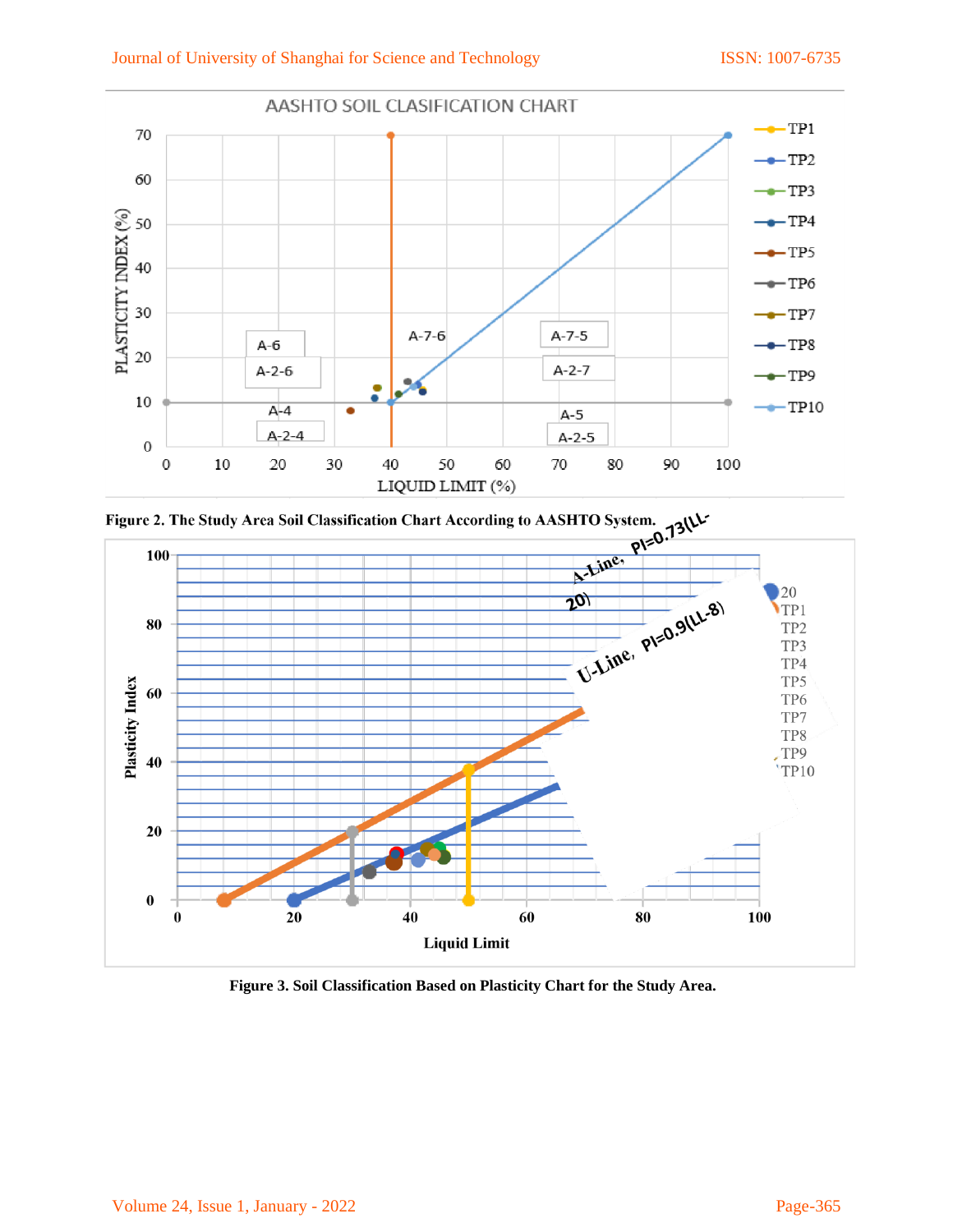Figure 2. The Study Area Soil Classification Chart According to AASHTO System.

Figure 3. Soil Classification Based on Plasticity Chart for the Study Area.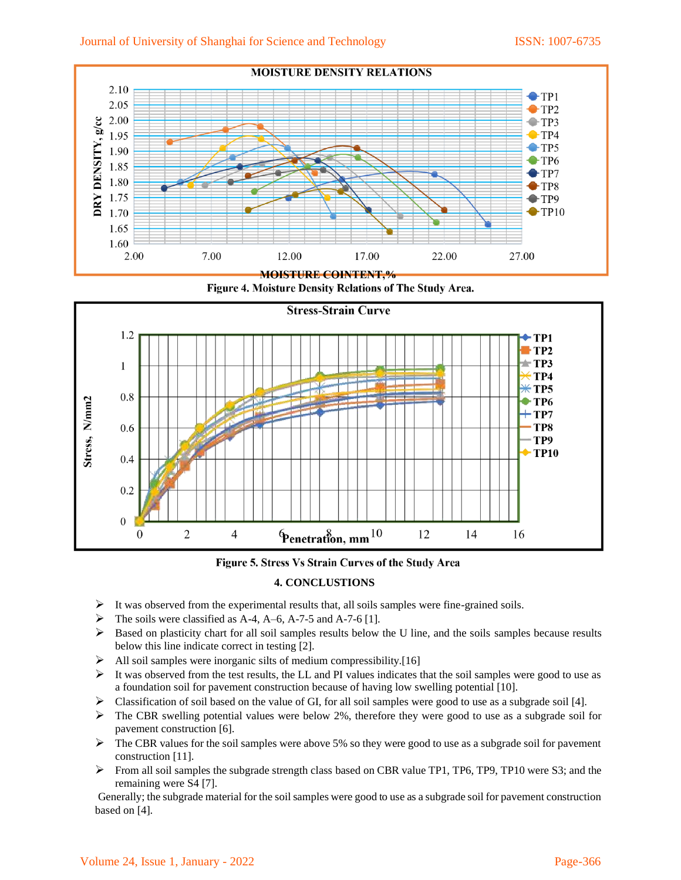Figure 4. Moisture Density Relations of The Study Area.

Figure 5. Stress Vs Strain Curves of the Study Area

## 4. CONCLUSTIONS

- It was observed from the experimental results that, all soils samples were fine-grained soils.
- The soils were classified as A-4, A–6, A-7-5 and A-7-6 [1].
- Based on plasticity chart for all soil samples results below the U line, and the soils samples because results below this line indicate correct in testing [2].
- All soil samples were inorganic silts of medium compressibility.[16]
- It was observed from the test results, the LL and PI values indicates that the soil samples were good to use as a foundation soil for pavement construction because of having low swelling potential [10].
- Classification of soil based on the value of GI, for all soil samples were good to use as a subgrade soil [4].
- The CBR swelling potential values were below 2%, therefore they were good to use as a subgrade soil for pavement construction [6].
- The CBR values for the soil samples were above 5% so they were good to use as a subgrade soil for pavement construction [11].
- From all soil samples the subgrade strength class based on CBR value TP1, TP6, TP9, TP10 were S3; and the remaining were S4 [7].

Generally; the subgrade material for the soil samples were good to use as a subgrade soil for pavement construction based on [4].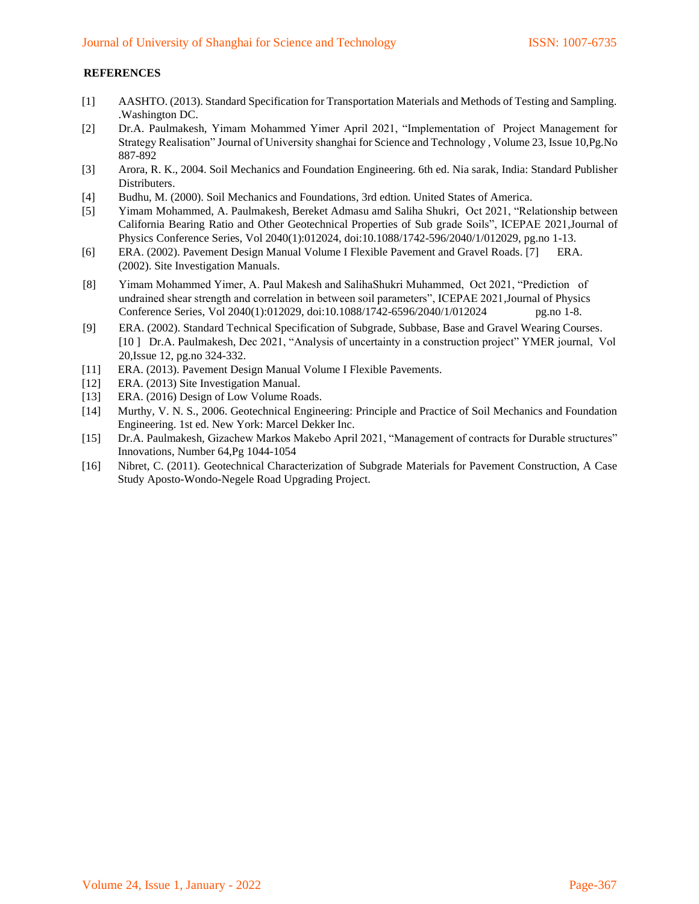**REFERENCES**

[1] AASHTO. (2013). Standard Specification for Transportation Materials and Methods of Testing and Sampling. .Washington DC.

[2] Dr.A. Paulmakesh, Yimam Mohammed Yimer April 2021, "Implementation of Project Management for Strategy Realisation" Journal of University shanghai for Science and Technology , Volume 23, Issue 10,Pg.No 887-892

[3] Arora, R. K., 2004. Soil Mechanics and Foundation Engineering. 6th ed. Nia sarak, India: Standard Publisher Distributers.

[4] Budhu, M. (2000). Soil Mechanics and Foundations, 3rd edtion. United States of America.

[5] Yimam Mohammed, A. Paulmakesh, Bereket Admasu amd Saliha Shukri, Oct 2021, "Relationship between California Bearing Ratio and Other Geotechnical Properties of Sub grade Soils", ICEPAE 2021,Journal of Physics Conference Series, Vol 2040(1):012024, doi:10.1088/1742-596/2040/1/012029, pg.no 1-13.

[6] ERA. (2002). Pavement Design Manual Volume I Flexible Pavement and Gravel Roads. [7] ERA. (2002). Site Investigation Manuals.

[8] Yimam Mohammed Yimer, A. Paul Makesh and SalihaShukri Muhammed, Oct 2021, "Prediction of undrained shear strength and correlation in between soil parameters", ICEPAE 2021,Journal of Physics Conference Series, Vol 2040(1):012029, doi:10.1088/1742-6596/2040/1/012024 pg.no 1-8.

[9] ERA. (2002). Standard Technical Specification of Subgrade, Subbase, Base and Gravel Wearing Courses. [10 ] Dr.A. Paulmakesh, Dec 2021, "Analysis of uncertainty in a construction project" YMER journal, Vol 20,Issue 12, pg.no 324-332.

[11] ERA. (2013). Pavement Design Manual Volume I Flexible Pavements.

[12] ERA. (2013) Site Investigation Manual.

[13] ERA. (2016) Design of Low Volume Roads.

[14] Murthy, V. N. S., 2006. Geotechnical Engineering: Principle and Practice of Soil Mechanics and Foundation Engineering. 1st ed. New York: Marcel Dekker Inc.

[15] Dr.A. Paulmakesh, Gizachew Markos Makebo April 2021, "Management of contracts for Durable structures" Innovations, Number 64,Pg 1044-1054

[16] Nibret, C. (2011). Geotechnical Characterization of Subgrade Materials for Pavement Construction, A Case Study Aposto-Wondo-Negele Road Upgrading Project.